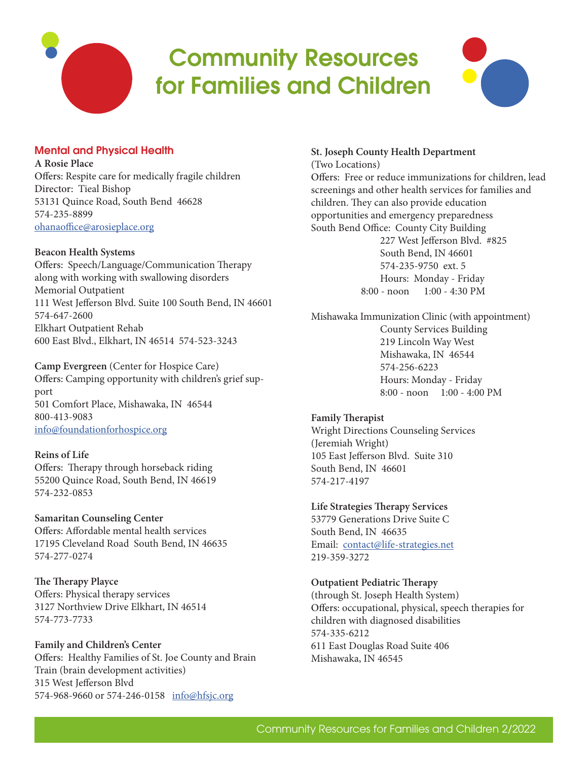# Community Resources for Families and Children

## Mental and Physical Health

**A Rosie Place**
Offers: Respite care for medically fragile children
Director: Tieal Bishop
53131 Quince Road, South Bend 46628
574-235-8899
ohanaoffice@arosieplace.org

**Beacon Health Systems**
Offers: Speech/Language/Communication Therapy along with working with swallowing disorders
Memorial Outpatient
111 West Jefferson Blvd. Suite 100 South Bend, IN 46601
574-647-2600
Elkhart Outpatient Rehab
600 East Blvd., Elkhart, IN 46514 574-523-3243

**Camp Evergreen** (Center for Hospice Care)
Offers: Camping opportunity with children's grief support
501 Comfort Place, Mishawaka, IN 46544
800-413-9083
info@foundationforhospice.org

**Reins of Life**
Offers: Therapy through horseback riding
55200 Quince Road, South Bend, IN 46619
574-232-0853

**Samaritan Counseling Center**
Offers: Affordable mental health services
17195 Cleveland Road South Bend, IN 46635
574-277-0274

**The Therapy Playce**
Offers: Physical therapy services
3127 Northview Drive Elkhart, IN 46514
574-773-7733

**Family and Children's Center**
Offers: Healthy Families of St. Joe County and Brain Train (brain development activities)
315 West Jefferson Blvd
574-968-9660 or 574-246-0158 info@hfsjc.org

**St. Joseph County Health Department**
(Two Locations)
Offers: Free or reduce immunizations for children, lead screenings and other health services for families and children. They can also provide education opportunities and emergency preparedness
South Bend Office: County City Building
227 West Jefferson Blvd. #825
South Bend, IN 46601
574-235-9750 ext. 5
Hours: Monday - Friday
8:00 - noon 1:00 - 4:30 PM

Mishawaka Immunization Clinic (with appointment)
County Services Building
219 Lincoln Way West
Mishawaka, IN 46544
574-256-6223
Hours: Monday - Friday
8:00 - noon 1:00 - 4:00 PM

**Family Therapist**
Wright Directions Counseling Services
(Jeremiah Wright)
105 East Jefferson Blvd. Suite 310
South Bend, IN 46601
574-217-4197

**Life Strategies Therapy Services**
53779 Generations Drive Suite C
South Bend, IN 46635
Email: contact@life-strategies.net
219-359-3272

**Outpatient Pediatric Therapy**
(through St. Joseph Health System)
Offers: occupational, physical, speech therapies for children with diagnosed disabilities
574-335-6212
611 East Douglas Road Suite 406
Mishawaka, IN 46545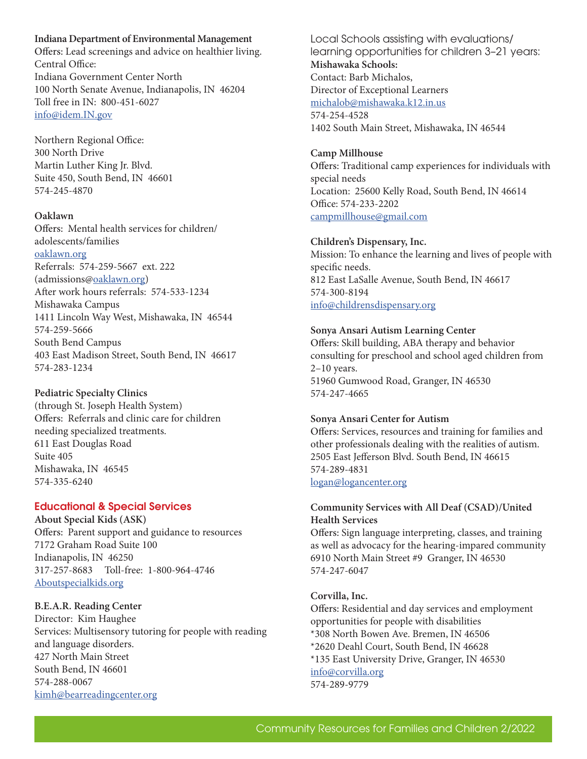**Indiana Department of Environmental Management**
Offers: Lead screenings and advice on healthier living.
Central Office:
Indiana Government Center North
100 North Senate Avenue, Indianapolis, IN 46204
Toll free in IN: 800-451-6027
info@idem.IN.gov

Northern Regional Office:
300 North Drive
Martin Luther King Jr. Blvd.
Suite 450, South Bend, IN 46601
574-245-4870

**Oaklawn**
Offers: Mental health services for children/adolescents/families
oaklawn.org
Referrals: 574-259-5667 ext. 222
(admissions@oaklawn.org)
After work hours referrals: 574-533-1234
Mishawaka Campus
1411 Lincoln Way West, Mishawaka, IN 46544
574-259-5666
South Bend Campus
403 East Madison Street, South Bend, IN 46617
574-283-1234

**Pediatric Specialty Clinics**
(through St. Joseph Health System)
Offers: Referrals and clinic care for children needing specialized treatments.
611 East Douglas Road
Suite 405
Mishawaka, IN 46545
574-335-6240

## Educational & Special Services

**About Special Kids (ASK)**
Offers: Parent support and guidance to resources
7172 Graham Road Suite 100
Indianapolis, IN 46250
317-257-8683 Toll-free: 1-800-964-4746
Aboutspecialkids.org

**B.E.A.R. Reading Center**
Director: Kim Haughee
Services: Multisensory tutoring for people with reading and language disorders.
427 North Main Street
South Bend, IN 46601
574-288-0067
kimh@bearreadingcenter.org

Local Schools assisting with evaluations/learning opportunities for children 3–21 years:
**Mishawaka Schools:**
Contact: Barb Michalos,
Director of Exceptional Learners
michalob@mishawaka.k12.in.us
574-254-4528
1402 South Main Street, Mishawaka, IN 46544

**Camp Millhouse**
Offers: Traditional camp experiences for individuals with special needs
Location: 25600 Kelly Road, South Bend, IN 46614
Office: 574-233-2202
campmillhouse@gmail.com

**Children's Dispensary, Inc.**
Mission: To enhance the learning and lives of people with specific needs.
812 East LaSalle Avenue, South Bend, IN 46617
574-300-8194
info@childrensdispensary.org

**Sonya Ansari Autism Learning Center**
Offers: Skill building, ABA therapy and behavior consulting for preschool and school aged children from 2–10 years.
51960 Gumwood Road, Granger, IN 46530
574-247-4665

**Sonya Ansari Center for Autism**
Offers: Services, resources and training for families and other professionals dealing with the realities of autism.
2505 East Jefferson Blvd. South Bend, IN 46615
574-289-4831
logan@logancenter.org

**Community Services with All Deaf (CSAD)/United Health Services**
Offers: Sign language interpreting, classes, and training as well as advocacy for the hearing-impared community
6910 North Main Street #9 Granger, IN 46530
574-247-6047

**Corvilla, Inc.**
Offers: Residential and day services and employment opportunities for people with disabilities
*308 North Bowen Ave. Bremen, IN 46506
*2620 Deahl Court, South Bend, IN 46628
*135 East University Drive, Granger, IN 46530
info@corvilla.org
574-289-9779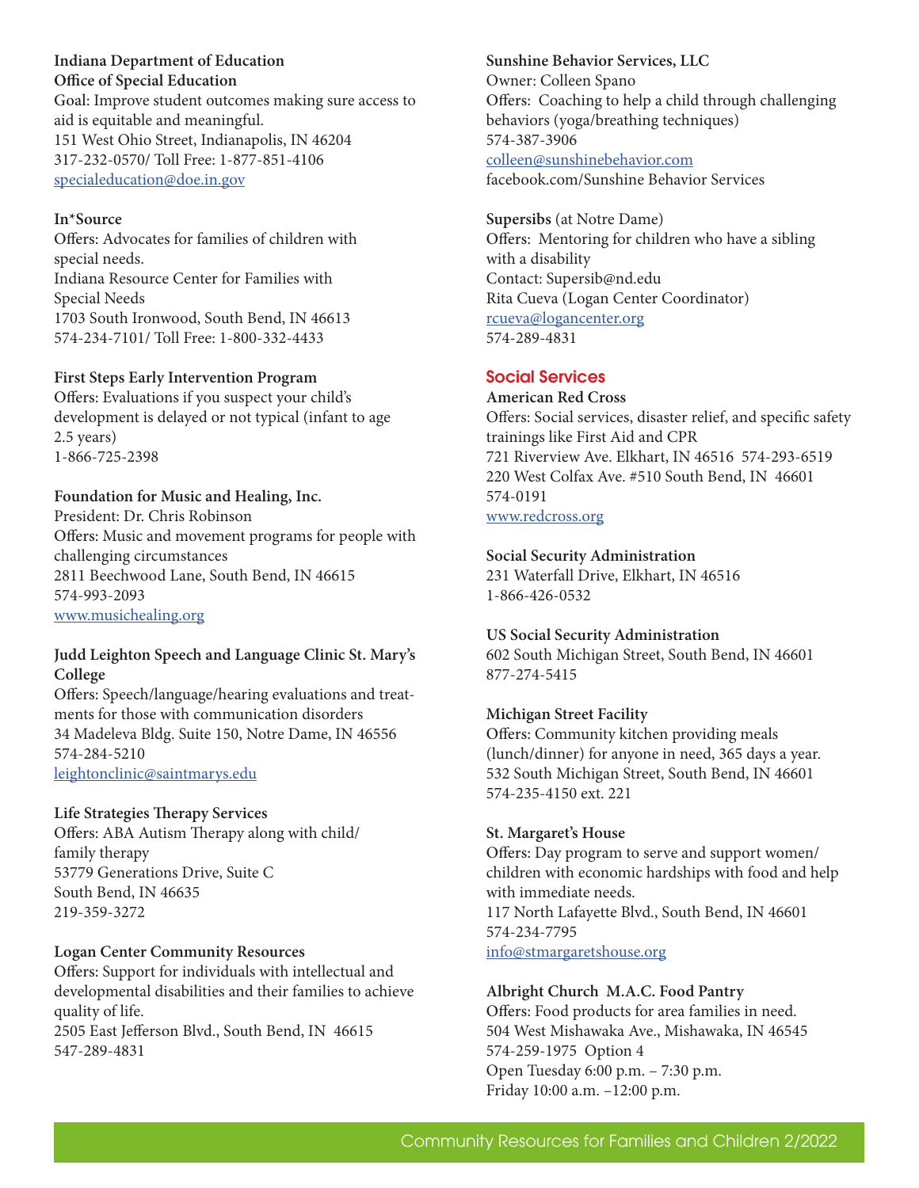**Indiana Department of Education**
**Office of Special Education**
Goal: Improve student outcomes making sure access to aid is equitable and meaningful.
151 West Ohio Street, Indianapolis, IN 46204
317-232-0570/ Toll Free: 1-877-851-4106
specialeducation@doe.in.gov

**In*Source**
Offers: Advocates for families of children with special needs.
Indiana Resource Center for Families with Special Needs
1703 South Ironwood, South Bend, IN 46613
574-234-7101/ Toll Free: 1-800-332-4433

**First Steps Early Intervention Program**
Offers: Evaluations if you suspect your child's development is delayed or not typical (infant to age 2.5 years)
1-866-725-2398

**Foundation for Music and Healing, Inc.**
President: Dr. Chris Robinson
Offers: Music and movement programs for people with challenging circumstances
2811 Beechwood Lane, South Bend, IN 46615
574-993-2093
www.musichealing.org

**Judd Leighton Speech and Language Clinic St. Mary's College**
Offers: Speech/language/hearing evaluations and treatments for those with communication disorders
34 Madeleva Bldg. Suite 150, Notre Dame, IN 46556
574-284-5210
leightonclinic@saintmarys.edu

**Life Strategies Therapy Services**
Offers: ABA Autism Therapy along with child/ family therapy
53779 Generations Drive, Suite C
South Bend, IN 46635
219-359-3272

**Logan Center Community Resources**
Offers: Support for individuals with intellectual and developmental disabilities and their families to achieve quality of life.
2505 East Jefferson Blvd., South Bend, IN 46615
547-289-4831

**Sunshine Behavior Services, LLC**
Owner: Colleen Spano
Offers: Coaching to help a child through challenging behaviors (yoga/breathing techniques)
574-387-3906
colleen@sunshinebehavior.com
facebook.com/Sunshine Behavior Services

**Supersibs** (at Notre Dame)
Offers: Mentoring for children who have a sibling with a disability
Contact: Supersib@nd.edu
Rita Cueva (Logan Center Coordinator)
rcueva@logancenter.org
574-289-4831

## Social Services

**American Red Cross**
Offers: Social services, disaster relief, and specific safety trainings like First Aid and CPR
721 Riverview Ave. Elkhart, IN 46516 574-293-6519
220 West Colfax Ave. #510 South Bend, IN 46601
574-0191
www.redcross.org

**Social Security Administration**
231 Waterfall Drive, Elkhart, IN 46516
1-866-426-0532

**US Social Security Administration**
602 South Michigan Street, South Bend, IN 46601
877-274-5415

**Michigan Street Facility**
Offers: Community kitchen providing meals (lunch/dinner) for anyone in need, 365 days a year.
532 South Michigan Street, South Bend, IN 46601
574-235-4150 ext. 221

**St. Margaret's House**
Offers: Day program to serve and support women/ children with economic hardships with food and help with immediate needs.
117 North Lafayette Blvd., South Bend, IN 46601
574-234-7795
info@stmargaretshouse.org

**Albright Church M.A.C. Food Pantry**
Offers: Food products for area families in need.
504 West Mishawaka Ave., Mishawaka, IN 46545
574-259-1975 Option 4
Open Tuesday 6:00 p.m. – 7:30 p.m.
Friday 10:00 a.m. –12:00 p.m.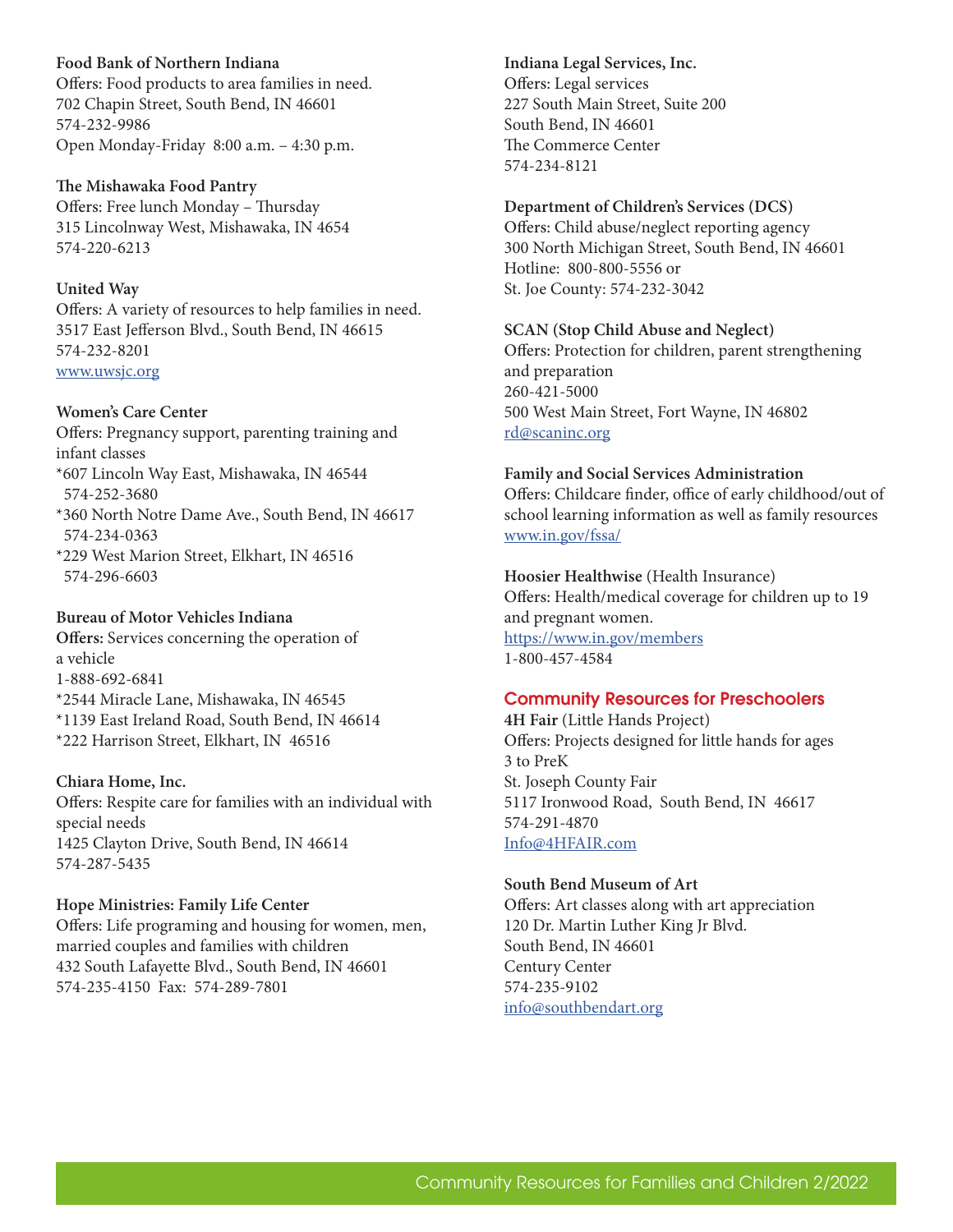**Food Bank of Northern Indiana**
Offers: Food products to area families in need.
702 Chapin Street, South Bend, IN 46601
574-232-9986
Open Monday-Friday 8:00 a.m. – 4:30 p.m.

**The Mishawaka Food Pantry**
Offers: Free lunch Monday – Thursday
315 Lincolnway West, Mishawaka, IN 4654
574-220-6213

**United Way**
Offers: A variety of resources to help families in need.
3517 East Jefferson Blvd., South Bend, IN 46615
574-232-8201
www.uwsjc.org

**Women's Care Center**
Offers: Pregnancy support, parenting training and infant classes
*607 Lincoln Way East, Mishawaka, IN 46544
574-252-3680
*360 North Notre Dame Ave., South Bend, IN 46617
574-234-0363
*229 West Marion Street, Elkhart, IN 46516
574-296-6603

**Bureau of Motor Vehicles Indiana**
**Offers:** Services concerning the operation of a vehicle
1-888-692-6841
*2544 Miracle Lane, Mishawaka, IN 46545
*1139 East Ireland Road, South Bend, IN 46614
*222 Harrison Street, Elkhart, IN 46516

**Chiara Home, Inc.**
Offers: Respite care for families with an individual with special needs
1425 Clayton Drive, South Bend, IN 46614
574-287-5435

**Hope Ministries: Family Life Center**
Offers: Life programing and housing for women, men, married couples and families with children
432 South Lafayette Blvd., South Bend, IN 46601
574-235-4150 Fax: 574-289-7801

**Indiana Legal Services, Inc.**
Offers: Legal services
227 South Main Street, Suite 200
South Bend, IN 46601
The Commerce Center
574-234-8121

**Department of Children's Services (DCS)**
Offers: Child abuse/neglect reporting agency
300 North Michigan Street, South Bend, IN 46601
Hotline: 800-800-5556 or
St. Joe County: 574-232-3042

**SCAN (Stop Child Abuse and Neglect)**
Offers: Protection for children, parent strengthening and preparation
260-421-5000
500 West Main Street, Fort Wayne, IN 46802
rd@scaninc.org

**Family and Social Services Administration**
Offers: Childcare finder, office of early childhood/out of school learning information as well as family resources
www.in.gov/fssa/

**Hoosier Healthwise** (Health Insurance)
Offers: Health/medical coverage for children up to 19 and pregnant women.
https://www.in.gov/members
1-800-457-4584

## Community Resources for Preschoolers

**4H Fair** (Little Hands Project)
Offers: Projects designed for little hands for ages 3 to PreK
St. Joseph County Fair
5117 Ironwood Road, South Bend, IN 46617
574-291-4870
Info@4HFAIR.com

**South Bend Museum of Art**
Offers: Art classes along with art appreciation
120 Dr. Martin Luther King Jr Blvd.
South Bend, IN 46601
Century Center
574-235-9102
info@southbendart.org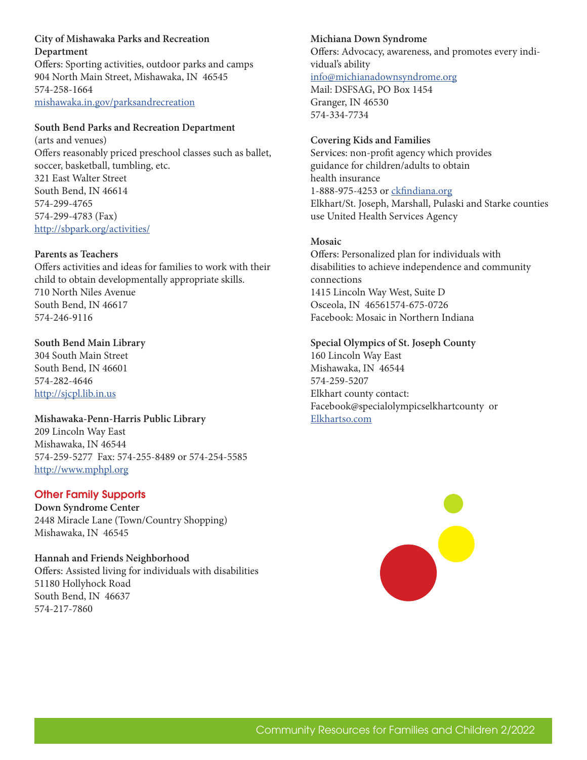**City of Mishawaka Parks and Recreation Department**
Offers: Sporting activities, outdoor parks and camps
904 North Main Street, Mishawaka, IN 46545
574-258-1664
mishawaka.in.gov/parksandrecreation

**South Bend Parks and Recreation Department**
(arts and venues)
Offers reasonably priced preschool classes such as ballet, soccer, basketball, tumbling, etc.
321 East Walter Street
South Bend, IN 46614
574-299-4765
574-299-4783 (Fax)
http://sbpark.org/activities/

**Parents as Teachers**
Offers activities and ideas for families to work with their child to obtain developmentally appropriate skills.
710 North Niles Avenue
South Bend, IN 46617
574-246-9116

**South Bend Main Library**
304 South Main Street
South Bend, IN 46601
574-282-4646
http://sjcpl.lib.in.us

**Mishawaka-Penn-Harris Public Library**
209 Lincoln Way East
Mishawaka, IN 46544
574-259-5277 Fax: 574-255-8489 or 574-254-5585
http://www.mphpl.org

## Other Family Supports

**Down Syndrome Center**
2448 Miracle Lane (Town/Country Shopping)
Mishawaka, IN 46545

**Hannah and Friends Neighborhood**
Offers: Assisted living for individuals with disabilities
51180 Hollyhock Road
South Bend, IN 46637
574-217-7860

**Michiana Down Syndrome**
Offers: Advocacy, awareness, and promotes every individual's ability
info@michianadownsyndrome.org
Mail: DSFSAG, PO Box 1454
Granger, IN 46530
574-334-7734

**Covering Kids and Families**
Services: non-profit agency which provides guidance for children/adults to obtain health insurance
1-888-975-4253 or ckfindiana.org
Elkhart/St. Joseph, Marshall, Pulaski and Starke counties use United Health Services Agency

**Mosaic**
Offers: Personalized plan for individuals with disabilities to achieve independence and community connections
1415 Lincoln Way West, Suite D
Osceola, IN 46561574-675-0726
Facebook: Mosaic in Northern Indiana

**Special Olympics of St. Joseph County**
160 Lincoln Way East
Mishawaka, IN 46544
574-259-5207
Elkhart county contact:
Facebook@specialolympicselkhartcounty or
Elkhartso.com